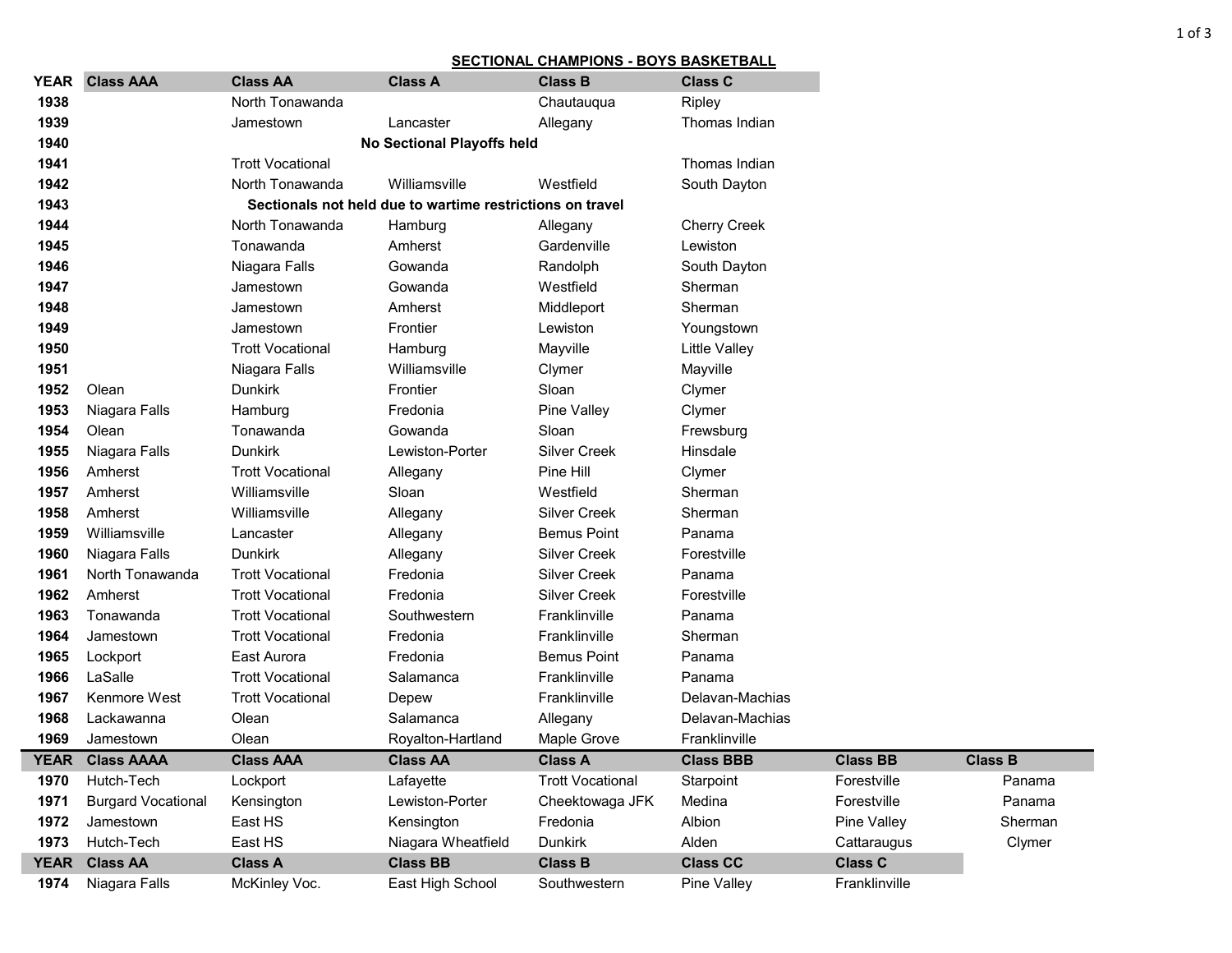## SECTIONAL CHAMPIONS - BOYS BASKETBALL

| YEAR | Class AAA | Class AA | Class A | Class B | Class C | | |
|---|---|---|---|---|---|---|---|
| 1938 | | North Tonawanda | | Chautauqua | Ripley | | |
| 1939 | | Jamestown | Lancaster | Allegany | Thomas Indian | | |
| 1940 | | | No Sectional Playoffs held | | | | |
| 1941 | | Trott Vocational | | | Thomas Indian | | |
| 1942 | | North Tonawanda | Williamsville | Westfield | South Dayton | | |
| 1943 | | Sectionals not held due to wartime restrictions on travel | | | | | |
| 1944 | | North Tonawanda | Hamburg | Allegany | Cherry Creek | | |
| 1945 | | Tonawanda | Amherst | Gardenville | Lewiston | | |
| 1946 | | Niagara Falls | Gowanda | Randolph | South Dayton | | |
| 1947 | | Jamestown | Gowanda | Westfield | Sherman | | |
| 1948 | | Jamestown | Amherst | Middleport | Sherman | | |
| 1949 | | Jamestown | Frontier | Lewiston | Youngstown | | |
| 1950 | | Trott Vocational | Hamburg | Mayville | Little Valley | | |
| 1951 | | Niagara Falls | Williamsville | Clymer | Mayville | | |
| 1952 | Olean | Dunkirk | Frontier | Sloan | Clymer | | |
| 1953 | Niagara Falls | Hamburg | Fredonia | Pine Valley | Clymer | | |
| 1954 | Olean | Tonawanda | Gowanda | Sloan | Frewsburg | | |
| 1955 | Niagara Falls | Dunkirk | Lewiston-Porter | Silver Creek | Hinsdale | | |
| 1956 | Amherst | Trott Vocational | Allegany | Pine Hill | Clymer | | |
| 1957 | Amherst | Williamsville | Sloan | Westfield | Sherman | | |
| 1958 | Amherst | Williamsville | Allegany | Silver Creek | Sherman | | |
| 1959 | Williamsville | Lancaster | Allegany | Bemus Point | Panama | | |
| 1960 | Niagara Falls | Dunkirk | Allegany | Silver Creek | Forestville | | |
| 1961 | North Tonawanda | Trott Vocational | Fredonia | Silver Creek | Panama | | |
| 1962 | Amherst | Trott Vocational | Fredonia | Silver Creek | Forestville | | |
| 1963 | Tonawanda | Trott Vocational | Southwestern | Franklinville | Panama | | |
| 1964 | Jamestown | Trott Vocational | Fredonia | Franklinville | Sherman | | |
| 1965 | Lockport | East Aurora | Fredonia | Bemus Point | Panama | | |
| 1966 | LaSalle | Trott Vocational | Salamanca | Franklinville | Panama | | |
| 1967 | Kenmore West | Trott Vocational | Depew | Franklinville | Delavan-Machias | | |
| 1968 | Lackawanna | Olean | Salamanca | Allegany | Delavan-Machias | | |
| 1969 | Jamestown | Olean | Royalton-Hartland | Maple Grove | Franklinville | | |
| **YEAR** | **Class AAAA** | **Class AAA** | **Class AA** | **Class A** | **Class BBB** | **Class BB** | **Class B** |
| 1970 | Hutch-Tech | Lockport | Lafayette | Trott Vocational | Starpoint | Forestville | Panama |
| 1971 | Burgard Vocational | Kensington | Lewiston-Porter | Cheektowaga JFK | Medina | Forestville | Panama |
| 1972 | Jamestown | East HS | Kensington | Fredonia | Albion | Pine Valley | Sherman |
| 1973 | Hutch-Tech | East HS | Niagara Wheatfield | Dunkirk | Alden | Cattaraugus | Clymer |
| **YEAR** | **Class AA** | **Class A** | **Class BB** | **Class B** | **Class CC** | **Class C** | |
| 1974 | Niagara Falls | McKinley Voc. | East High School | Southwestern | Pine Valley | Franklinville | |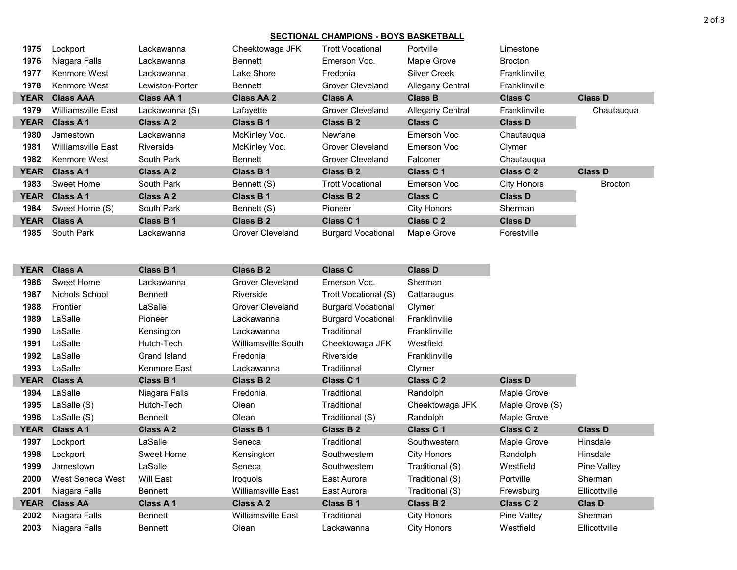## SECTIONAL CHAMPIONS - BOYS BASKETBALL

| | | | | | | | |
|---|---|---|---|---|---|---|---|
| 1975 | Lockport | Lackawanna | Cheektowaga JFK | Trott Vocational | Portville | Limestone | |
| 1976 | Niagara Falls | Lackawanna | Bennett | Emerson Voc. | Maple Grove | Brocton | |
| 1977 | Kenmore West | Lackawanna | Lake Shore | Fredonia | Silver Creek | Franklinville | |
| 1978 | Kenmore West | Lewiston-Porter | Bennett | Grover Cleveland | Allegany Central | Franklinville | |
| **YEAR** | **Class AAA** | **Class AA 1** | **Class AA 2** | **Class A** | **Class B** | **Class C** | **Class D** |
| 1979 | Williamsville East | Lackawanna (S) | Lafayette | Grover Cleveland | Allegany Central | Franklinville | Chautauqua |
| **YEAR** | **Class A 1** | **Class A 2** | **Class B 1** | **Class B 2** | **Class C** | **Class D** | |
| 1980 | Jamestown | Lackawanna | McKinley Voc. | Newfane | Emerson Voc | Chautauqua | |
| 1981 | Williamsville East | Riverside | McKinley Voc. | Grover Cleveland | Emerson Voc | Clymer | |
| 1982 | Kenmore West | South Park | Bennett | Grover Cleveland | Falconer | Chautauqua | |
| **YEAR** | **Class A 1** | **Class A 2** | **Class B 1** | **Class B 2** | **Class C 1** | **Class C 2** | **Class D** |
| 1983 | Sweet Home | South Park | Bennett (S) | Trott Vocational | Emerson Voc | City Honors | Brocton |
| **YEAR** | **Class A 1** | **Class A 2** | **Class B 1** | **Class B 2** | **Class C** | **Class D** | |
| 1984 | Sweet Home (S) | South Park | Bennett (S) | Pioneer | City Honors | Sherman | |
| **YEAR** | **Class A** | **Class B 1** | **Class B 2** | **Class C 1** | **Class C 2** | **Class D** | |
| 1985 | South Park | Lackawanna | Grover Cleveland | Burgard Vocational | Maple Grove | Forestville | |

| YEAR | Class A | Class B 1 | Class B 2 | Class C | Class D | | |
|---|---|---|---|---|---|---|---|
| 1986 | Sweet Home | Lackawanna | Grover Cleveland | Emerson Voc. | Sherman | | |
| 1987 | Nichols School | Bennett | Riverside | Trott Vocational (S) | Cattaraugus | | |
| 1988 | Frontier | LaSalle | Grover Cleveland | Burgard Vocational | Clymer | | |
| 1989 | LaSalle | Pioneer | Lackawanna | Burgard Vocational | Franklinville | | |
| 1990 | LaSalle | Kensington | Lackawanna | Traditional | Franklinville | | |
| 1991 | LaSalle | Hutch-Tech | Williamsville South | Cheektowaga JFK | Westfield | | |
| 1992 | LaSalle | Grand Island | Fredonia | Riverside | Franklinville | | |
| 1993 | LaSalle | Kenmore East | Lackawanna | Traditional | Clymer | | |
| **YEAR** | **Class A** | **Class B 1** | **Class B 2** | **Class C 1** | **Class C 2** | **Class D** | |
| 1994 | LaSalle | Niagara Falls | Fredonia | Traditional | Randolph | Maple Grove | |
| 1995 | LaSalle (S) | Hutch-Tech | Olean | Traditional | Cheektowaga JFK | Maple Grove (S) | |
| 1996 | LaSalle (S) | Bennett | Olean | Traditional (S) | Randolph | Maple Grove | |
| **YEAR** | **Class A 1** | **Class A 2** | **Class B 1** | **Class B 2** | **Class C 1** | **Class C 2** | **Class D** |
| 1997 | Lockport | LaSalle | Seneca | Traditional | Southwestern | Maple Grove | Hinsdale |
| 1998 | Lockport | Sweet Home | Kensington | Southwestern | City Honors | Randolph | Hinsdale |
| 1999 | Jamestown | LaSalle | Seneca | Southwestern | Traditional (S) | Westfield | Pine Valley |
| 2000 | West Seneca West | Will East | Iroquois | East Aurora | Traditional (S) | Portville | Sherman |
| 2001 | Niagara Falls | Bennett | Williamsville East | East Aurora | Traditional (S) | Frewsburg | Ellicottville |
| **YEAR** | **Class AA** | **Class A 1** | **Class A 2** | **Class B 1** | **Class B 2** | **Class C 2** | **Clas D** |
| 2002 | Niagara Falls | Bennett | Williamsville East | Traditional | City Honors | Pine Valley | Sherman |
| 2003 | Niagara Falls | Bennett | Olean | Lackawanna | City Honors | Westfield | Ellicottville |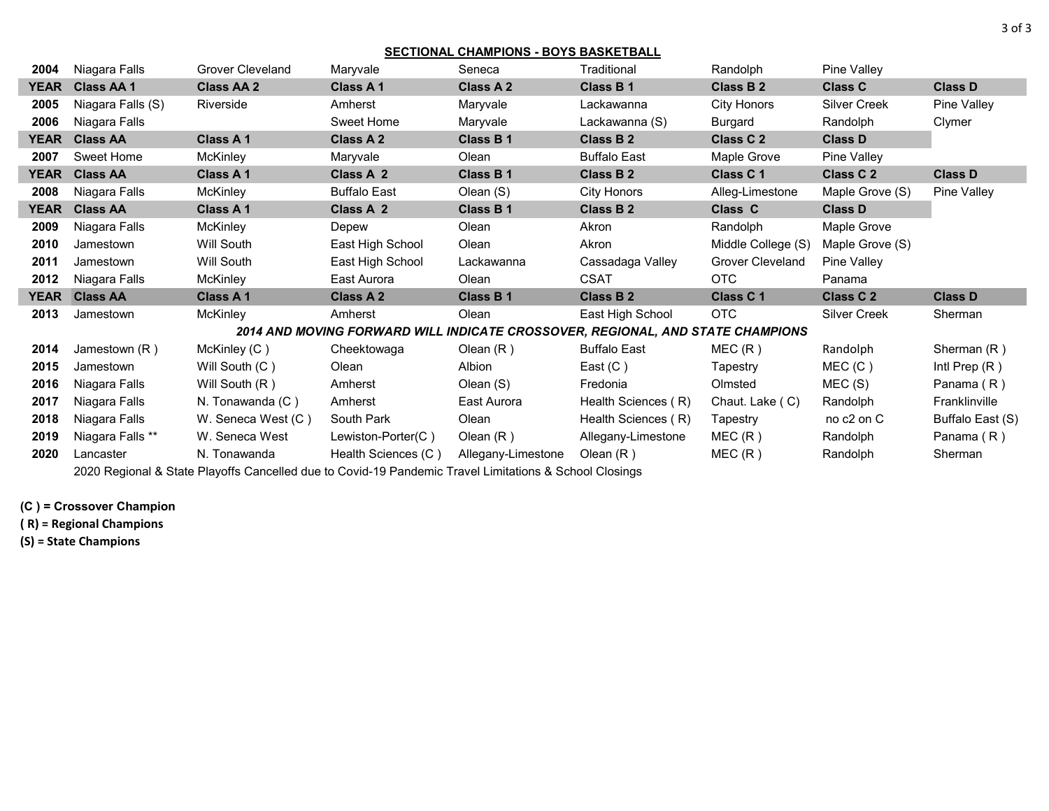## SECTIONAL CHAMPIONS - BOYS BASKETBALL

| | | | | | | | | |
|---|---|---|---|---|---|---|---|---|
| **2004** | Niagara Falls | Grover Cleveland | Maryvale | Seneca | Traditional | Randolph | Pine Valley | |
| **YEAR** | **Class AA 1** | **Class AA 2** | **Class A 1** | **Class A 2** | **Class B 1** | **Class B 2** | **Class C** | **Class D** |
| **2005** | Niagara Falls (S) | Riverside | Amherst | Maryvale | Lackawanna | City Honors | Silver Creek | Pine Valley |
| **2006** | Niagara Falls | | Sweet Home | Maryvale | Lackawanna (S) | Burgard | Randolph | Clymer |
| **YEAR** | **Class AA** | **Class A 1** | **Class A 2** | **Class B 1** | **Class B 2** | **Class C 2** | **Class D** | |
| **2007** | Sweet Home | McKinley | Maryvale | Olean | Buffalo East | Maple Grove | Pine Valley | |
| **YEAR** | **Class AA** | **Class A 1** | **Class A 2** | **Class B 1** | **Class B 2** | **Class C 1** | **Class C 2** | **Class D** |
| **2008** | Niagara Falls | McKinley | Buffalo East | Olean (S) | City Honors | Alleg-Limestone | Maple Grove (S) | Pine Valley |
| **YEAR** | **Class AA** | **Class A 1** | **Class A 2** | **Class B 1** | **Class B 2** | **Class C** | **Class D** | |
| **2009** | Niagara Falls | McKinley | Depew | Olean | Akron | Randolph | Maple Grove | |
| **2010** | Jamestown | Will South | East High School | Olean | Akron | Middle College (S) | Maple Grove (S) | |
| **2011** | Jamestown | Will South | East High School | Lackawanna | Cassadaga Valley | Grover Cleveland | Pine Valley | |
| **2012** | Niagara Falls | McKinley | East Aurora | Olean | CSAT | OTC | Panama | |
| **YEAR** | **Class AA** | **Class A 1** | **Class A 2** | **Class B 1** | **Class B 2** | **Class C 1** | **Class C 2** | **Class D** |
| **2013** | Jamestown | McKinley | Amherst | Olean | East High School | OTC | Silver Creek | Sherman |
| | ***2014 AND MOVING FORWARD WILL INDICATE CROSSOVER, REGIONAL, AND STATE CHAMPIONS*** | | | | | | | |
| **2014** | Jamestown (R ) | McKinley (C ) | Cheektowaga | Olean (R ) | Buffalo East | MEC (R ) | Randolph | Sherman (R ) |
| **2015** | Jamestown | Will South (C ) | Olean | Albion | East (C ) | Tapestry | MEC (C ) | Intl Prep (R ) |
| **2016** | Niagara Falls | Will South (R ) | Amherst | Olean (S) | Fredonia | Olmsted | MEC (S) | Panama ( R ) |
| **2017** | Niagara Falls | N. Tonawanda (C ) | Amherst | East Aurora | Health Sciences ( R) | Chaut. Lake ( C) | Randolph | Franklinville |
| **2018** | Niagara Falls | W. Seneca West (C ) | South Park | Olean | Health Sciences ( R) | Tapestry | no c2 on C | Buffalo East (S) |
| **2019** | Niagara Falls ** | W. Seneca West | Lewiston-Porter(C ) | Olean (R ) | Allegany-Limestone | MEC (R ) | Randolph | Panama ( R ) |
| **2020** | Lancaster | N. Tonawanda | Health Sciences (C ) | Allegany-Limestone | Olean (R ) | MEC (R ) | Randolph | Sherman |

2020 Regional & State Playoffs Cancelled due to Covid-19 Pandemic Travel Limitations & School Closings

**(C ) = Crossover Champion**
**( R) = Regional Champions**
**(S) = State Champions**